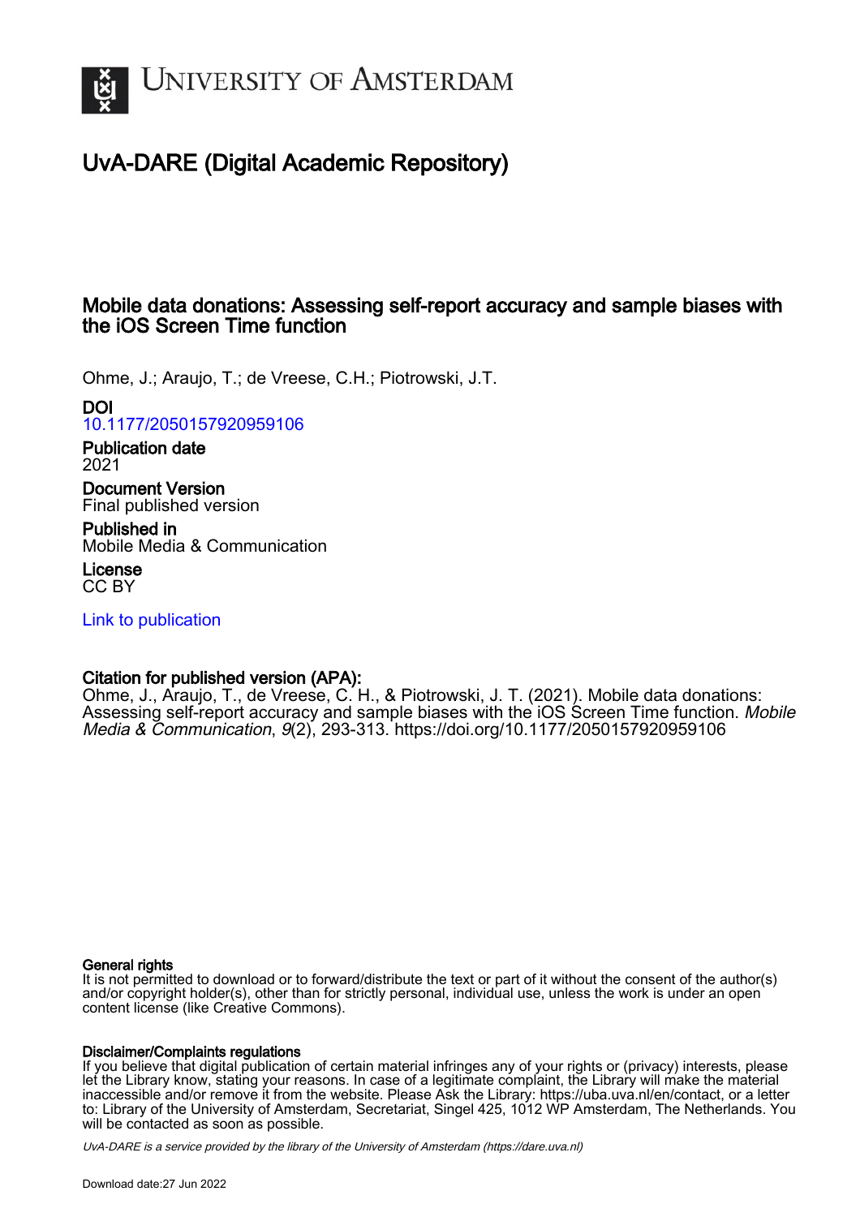University of Amsterdam

# UvA-DARE (Digital Academic Repository)

## Mobile data donations: Assessing self-report accuracy and sample biases with the iOS Screen Time function

Ohme, J.; Araujo, T.; de Vreese, C.H.; Piotrowski, J.T.

**DOI**
10.1177/2050157920959106

**Publication date**
2021

**Document Version**
Final published version

**Published in**
Mobile Media & Communication

**License**
CC BY

Link to publication

**Citation for published version (APA):**
Ohme, J., Araujo, T., de Vreese, C. H., & Piotrowski, J. T. (2021). Mobile data donations: Assessing self-report accuracy and sample biases with the iOS Screen Time function. *Mobile Media & Communication*, *9*(2), 293-313. https://doi.org/10.1177/2050157920959106

**General rights**
It is not permitted to download or to forward/distribute the text or part of it without the consent of the author(s) and/or copyright holder(s), other than for strictly personal, individual use, unless the work is under an open content license (like Creative Commons).

**Disclaimer/Complaints regulations**
If you believe that digital publication of certain material infringes any of your rights or (privacy) interests, please let the Library know, stating your reasons. In case of a legitimate complaint, the Library will make the material inaccessible and/or remove it from the website. Please Ask the Library: https://uba.uva.nl/en/contact, or a letter to: Library of the University of Amsterdam, Secretariat, Singel 425, 1012 WP Amsterdam, The Netherlands. You will be contacted as soon as possible.

*UvA-DARE is a service provided by the library of the University of Amsterdam (https://dare.uva.nl)*

Download date:27 Jun 2022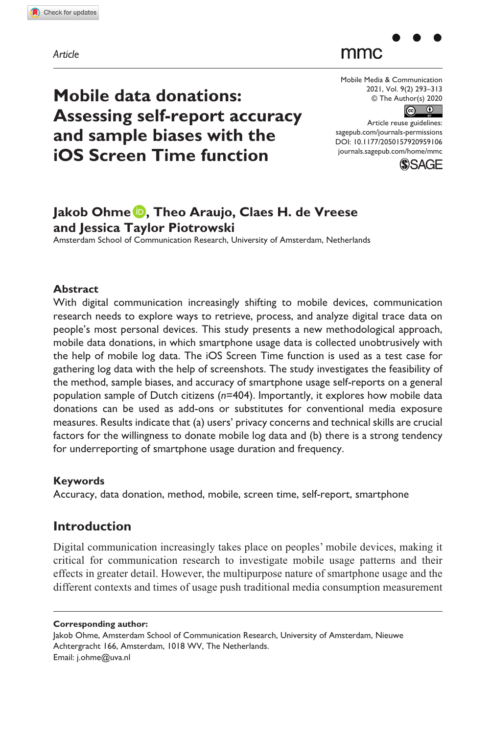Article

# Mobile data donations: Assessing self-report accuracy and sample biases with the iOS Screen Time function

Mobile Media & Communication
2021, Vol. 9(2) 293–313
© The Author(s) 2020
Article reuse guidelines:
sagepub.com/journals-permissions
DOI: 10.1177/2050157920959106
journals.sagepub.com/home/mmc

**Jakob Ohme, Theo Araujo, Claes H. de Vreese and Jessica Taylor Piotrowski**

Amsterdam School of Communication Research, University of Amsterdam, Netherlands

### Abstract

With digital communication increasingly shifting to mobile devices, communication research needs to explore ways to retrieve, process, and analyze digital trace data on people's most personal devices. This study presents a new methodological approach, mobile data donations, in which smartphone usage data is collected unobtrusively with the help of mobile log data. The iOS Screen Time function is used as a test case for gathering log data with the help of screenshots. The study investigates the feasibility of the method, sample biases, and accuracy of smartphone usage self-reports on a general population sample of Dutch citizens (*n*=404). Importantly, it explores how mobile data donations can be used as add-ons or substitutes for conventional media exposure measures. Results indicate that (a) users' privacy concerns and technical skills are crucial factors for the willingness to donate mobile log data and (b) there is a strong tendency for underreporting of smartphone usage duration and frequency.

### Keywords

Accuracy, data donation, method, mobile, screen time, self-report, smartphone

## Introduction

Digital communication increasingly takes place on peoples' mobile devices, making it critical for communication research to investigate mobile usage patterns and their effects in greater detail. However, the multipurpose nature of smartphone usage and the different contexts and times of usage push traditional media consumption measurement

**Corresponding author:**
Jakob Ohme, Amsterdam School of Communication Research, University of Amsterdam, Nieuwe Achtergracht 166, Amsterdam, 1018 WV, The Netherlands.
Email: j.ohme@uva.nl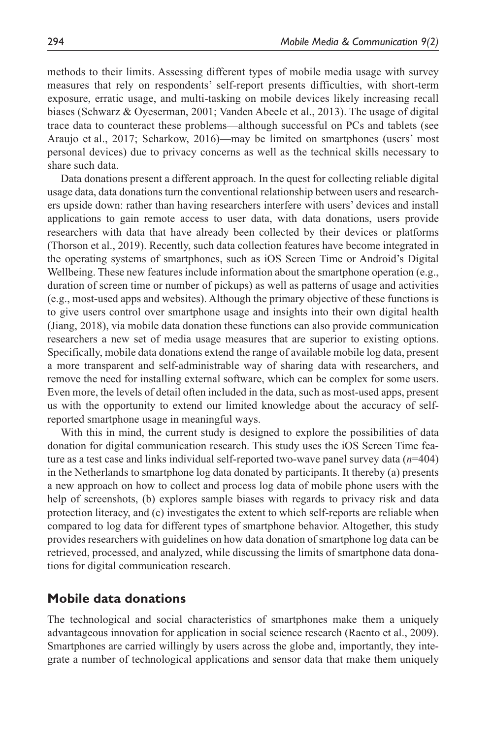methods to their limits. Assessing different types of mobile media usage with survey measures that rely on respondents' self-report presents difficulties, with short-term exposure, erratic usage, and multi-tasking on mobile devices likely increasing recall biases (Schwarz & Oyeserman, 2001; Vanden Abeele et al., 2013). The usage of digital trace data to counteract these problems—although successful on PCs and tablets (see Araujo et al., 2017; Scharkow, 2016)—may be limited on smartphones (users' most personal devices) due to privacy concerns as well as the technical skills necessary to share such data.

Data donations present a different approach. In the quest for collecting reliable digital usage data, data donations turn the conventional relationship between users and researchers upside down: rather than having researchers interfere with users' devices and install applications to gain remote access to user data, with data donations, users provide researchers with data that have already been collected by their devices or platforms (Thorson et al., 2019). Recently, such data collection features have become integrated in the operating systems of smartphones, such as iOS Screen Time or Android's Digital Wellbeing. These new features include information about the smartphone operation (e.g., duration of screen time or number of pickups) as well as patterns of usage and activities (e.g., most-used apps and websites). Although the primary objective of these functions is to give users control over smartphone usage and insights into their own digital health (Jiang, 2018), via mobile data donation these functions can also provide communication researchers a new set of media usage measures that are superior to existing options. Specifically, mobile data donations extend the range of available mobile log data, present a more transparent and self-administrable way of sharing data with researchers, and remove the need for installing external software, which can be complex for some users. Even more, the levels of detail often included in the data, such as most-used apps, present us with the opportunity to extend our limited knowledge about the accuracy of self-reported smartphone usage in meaningful ways.

With this in mind, the current study is designed to explore the possibilities of data donation for digital communication research. This study uses the iOS Screen Time feature as a test case and links individual self-reported two-wave panel survey data ($n$=404) in the Netherlands to smartphone log data donated by participants. It thereby (a) presents a new approach on how to collect and process log data of mobile phone users with the help of screenshots, (b) explores sample biases with regards to privacy risk and data protection literacy, and (c) investigates the extent to which self-reports are reliable when compared to log data for different types of smartphone behavior. Altogether, this study provides researchers with guidelines on how data donation of smartphone log data can be retrieved, processed, and analyzed, while discussing the limits of smartphone data donations for digital communication research.

## Mobile data donations

The technological and social characteristics of smartphones make them a uniquely advantageous innovation for application in social science research (Raento et al., 2009). Smartphones are carried willingly by users across the globe and, importantly, they integrate a number of technological applications and sensor data that make them uniquely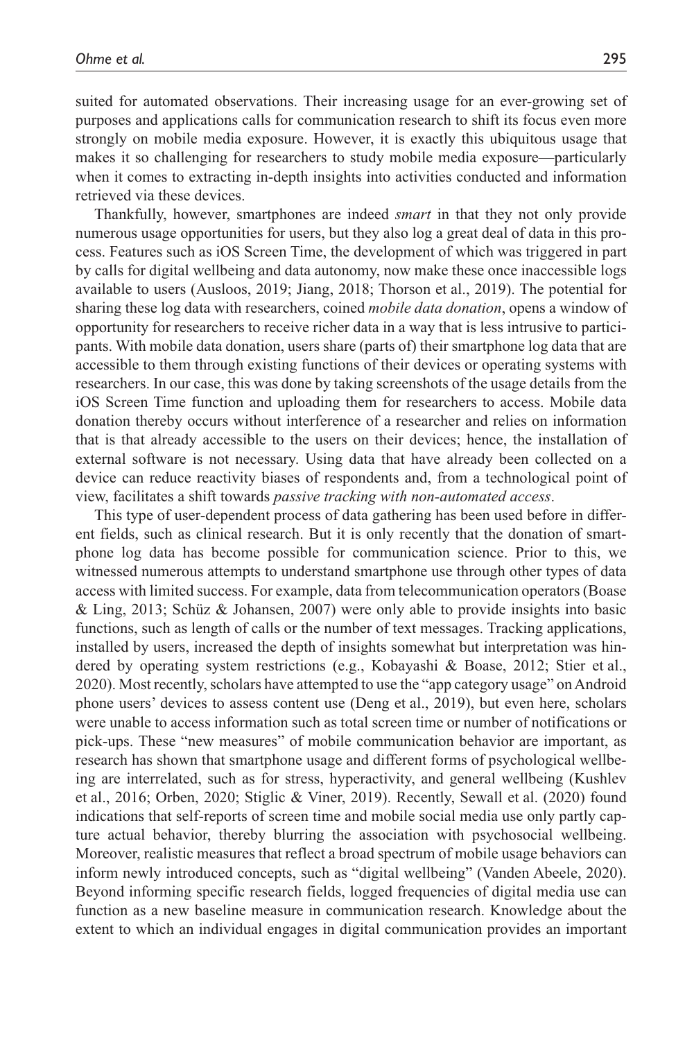suited for automated observations. Their increasing usage for an ever-growing set of purposes and applications calls for communication research to shift its focus even more strongly on mobile media exposure. However, it is exactly this ubiquitous usage that makes it so challenging for researchers to study mobile media exposure—particularly when it comes to extracting in-depth insights into activities conducted and information retrieved via these devices.

Thankfully, however, smartphones are indeed *smart* in that they not only provide numerous usage opportunities for users, but they also log a great deal of data in this process. Features such as iOS Screen Time, the development of which was triggered in part by calls for digital wellbeing and data autonomy, now make these once inaccessible logs available to users (Ausloos, 2019; Jiang, 2018; Thorson et al., 2019). The potential for sharing these log data with researchers, coined *mobile data donation*, opens a window of opportunity for researchers to receive richer data in a way that is less intrusive to participants. With mobile data donation, users share (parts of) their smartphone log data that are accessible to them through existing functions of their devices or operating systems with researchers. In our case, this was done by taking screenshots of the usage details from the iOS Screen Time function and uploading them for researchers to access. Mobile data donation thereby occurs without interference of a researcher and relies on information that is that already accessible to the users on their devices; hence, the installation of external software is not necessary. Using data that have already been collected on a device can reduce reactivity biases of respondents and, from a technological point of view, facilitates a shift towards *passive tracking with non-automated access*.

This type of user-dependent process of data gathering has been used before in different fields, such as clinical research. But it is only recently that the donation of smartphone log data has become possible for communication science. Prior to this, we witnessed numerous attempts to understand smartphone use through other types of data access with limited success. For example, data from telecommunication operators (Boase & Ling, 2013; Schüz & Johansen, 2007) were only able to provide insights into basic functions, such as length of calls or the number of text messages. Tracking applications, installed by users, increased the depth of insights somewhat but interpretation was hindered by operating system restrictions (e.g., Kobayashi & Boase, 2012; Stier et al., 2020). Most recently, scholars have attempted to use the "app category usage" on Android phone users' devices to assess content use (Deng et al., 2019), but even here, scholars were unable to access information such as total screen time or number of notifications or pick-ups. These "new measures" of mobile communication behavior are important, as research has shown that smartphone usage and different forms of psychological wellbeing are interrelated, such as for stress, hyperactivity, and general wellbeing (Kushlev et al., 2016; Orben, 2020; Stiglic & Viner, 2019). Recently, Sewall et al. (2020) found indications that self-reports of screen time and mobile social media use only partly capture actual behavior, thereby blurring the association with psychosocial wellbeing. Moreover, realistic measures that reflect a broad spectrum of mobile usage behaviors can inform newly introduced concepts, such as "digital wellbeing" (Vanden Abeele, 2020). Beyond informing specific research fields, logged frequencies of digital media use can function as a new baseline measure in communication research. Knowledge about the extent to which an individual engages in digital communication provides an important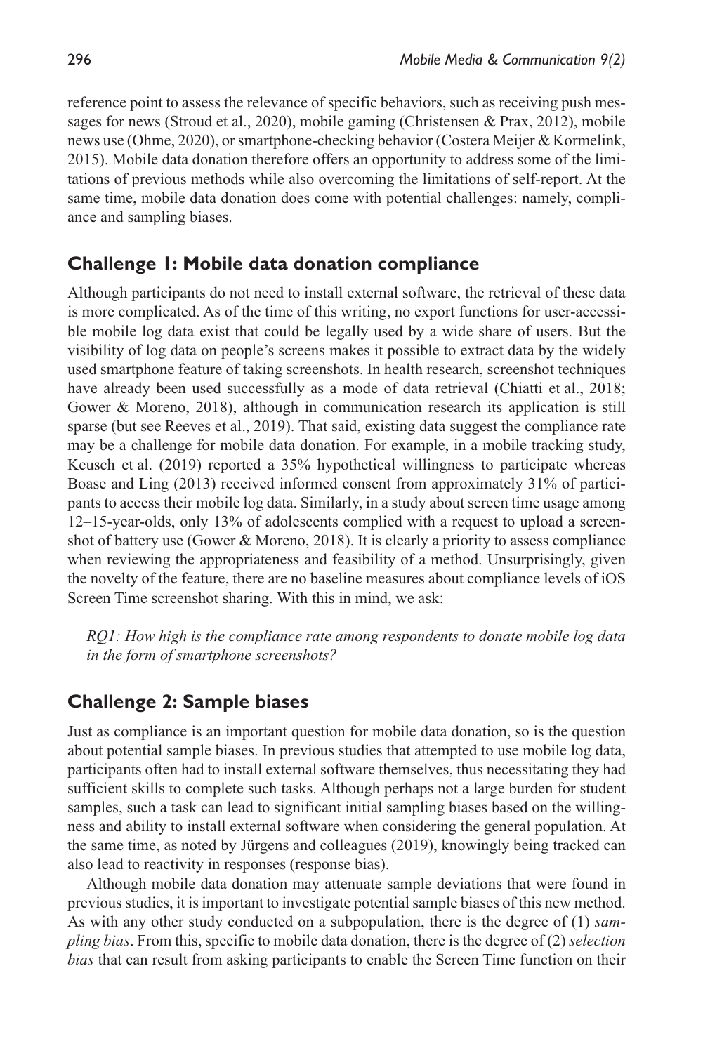reference point to assess the relevance of specific behaviors, such as receiving push messages for news (Stroud et al., 2020), mobile gaming (Christensen & Prax, 2012), mobile news use (Ohme, 2020), or smartphone-checking behavior (Costera Meijer & Kormelink, 2015). Mobile data donation therefore offers an opportunity to address some of the limitations of previous methods while also overcoming the limitations of self-report. At the same time, mobile data donation does come with potential challenges: namely, compliance and sampling biases.

## Challenge 1: Mobile data donation compliance

Although participants do not need to install external software, the retrieval of these data is more complicated. As of the time of this writing, no export functions for user-accessible mobile log data exist that could be legally used by a wide share of users. But the visibility of log data on people's screens makes it possible to extract data by the widely used smartphone feature of taking screenshots. In health research, screenshot techniques have already been used successfully as a mode of data retrieval (Chiatti et al., 2018; Gower & Moreno, 2018), although in communication research its application is still sparse (but see Reeves et al., 2019). That said, existing data suggest the compliance rate may be a challenge for mobile data donation. For example, in a mobile tracking study, Keusch et al. (2019) reported a 35% hypothetical willingness to participate whereas Boase and Ling (2013) received informed consent from approximately 31% of participants to access their mobile log data. Similarly, in a study about screen time usage among 12–15-year-olds, only 13% of adolescents complied with a request to upload a screenshot of battery use (Gower & Moreno, 2018). It is clearly a priority to assess compliance when reviewing the appropriateness and feasibility of a method. Unsurprisingly, given the novelty of the feature, there are no baseline measures about compliance levels of iOS Screen Time screenshot sharing. With this in mind, we ask:

> *RQ1: How high is the compliance rate among respondents to donate mobile log data in the form of smartphone screenshots?*

## Challenge 2: Sample biases

Just as compliance is an important question for mobile data donation, so is the question about potential sample biases. In previous studies that attempted to use mobile log data, participants often had to install external software themselves, thus necessitating they had sufficient skills to complete such tasks. Although perhaps not a large burden for student samples, such a task can lead to significant initial sampling biases based on the willingness and ability to install external software when considering the general population. At the same time, as noted by Jürgens and colleagues (2019), knowingly being tracked can also lead to reactivity in responses (response bias).

Although mobile data donation may attenuate sample deviations that were found in previous studies, it is important to investigate potential sample biases of this new method. As with any other study conducted on a subpopulation, there is the degree of (1) *sampling bias*. From this, specific to mobile data donation, there is the degree of (2) *selection bias* that can result from asking participants to enable the Screen Time function on their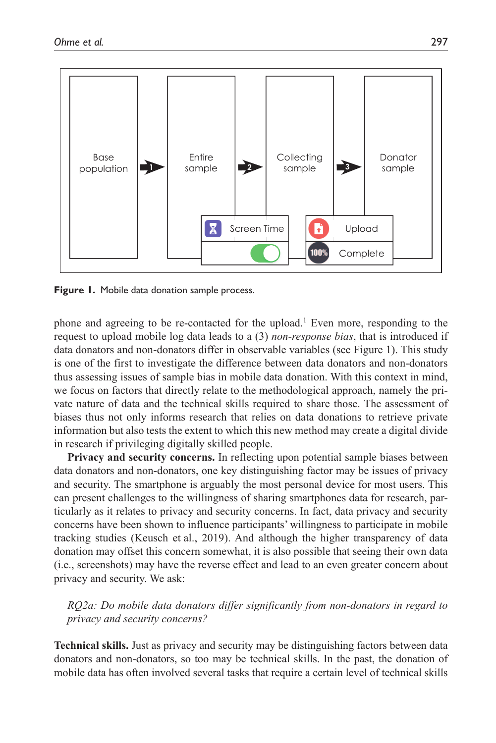Base population → 1 → Entire sample → 2 → Collecting sample → 3 → Donator sample

Screen Time

Upload

100% Complete

**Figure 1.** Mobile data donation sample process.

phone and agreeing to be re-contacted for the upload.[1] Even more, responding to the request to upload mobile log data leads to a (3) *non-response bias*, that is introduced if data donators and non-donators differ in observable variables (see Figure 1). This study is one of the first to investigate the difference between data donators and non-donators thus assessing issues of sample bias in mobile data donation. With this context in mind, we focus on factors that directly relate to the methodological approach, namely the private nature of data and the technical skills required to share those. The assessment of biases thus not only informs research that relies on data donations to retrieve private information but also tests the extent to which this new method may create a digital divide in research if privileging digitally skilled people.

**Privacy and security concerns.** In reflecting upon potential sample biases between data donators and non-donators, one key distinguishing factor may be issues of privacy and security. The smartphone is arguably the most personal device for most users. This can present challenges to the willingness of sharing smartphones data for research, particularly as it relates to privacy and security concerns. In fact, data privacy and security concerns have been shown to influence participants' willingness to participate in mobile tracking studies (Keusch et al., 2019). And although the higher transparency of data donation may offset this concern somewhat, it is also possible that seeing their own data (i.e., screenshots) may have the reverse effect and lead to an even greater concern about privacy and security. We ask:

*RQ2a: Do mobile data donators differ significantly from non-donators in regard to privacy and security concerns?*

**Technical skills.** Just as privacy and security may be distinguishing factors between data donators and non-donators, so too may be technical skills. In the past, the donation of mobile data has often involved several tasks that require a certain level of technical skills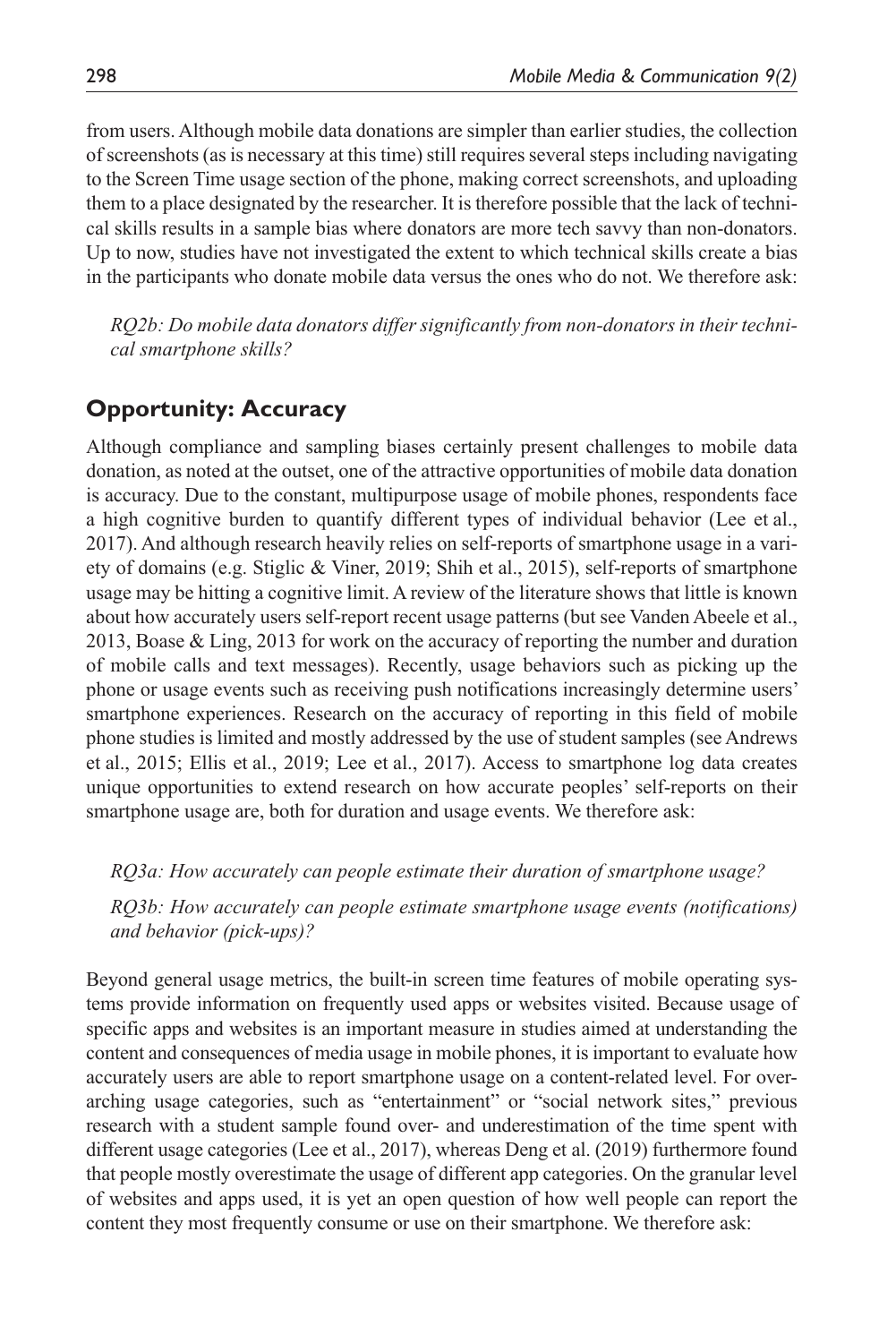from users. Although mobile data donations are simpler than earlier studies, the collection of screenshots (as is necessary at this time) still requires several steps including navigating to the Screen Time usage section of the phone, making correct screenshots, and uploading them to a place designated by the researcher. It is therefore possible that the lack of technical skills results in a sample bias where donators are more tech savvy than non-donators. Up to now, studies have not investigated the extent to which technical skills create a bias in the participants who donate mobile data versus the ones who do not. We therefore ask:

*RQ2b: Do mobile data donators differ significantly from non-donators in their technical smartphone skills?*

## Opportunity: Accuracy

Although compliance and sampling biases certainly present challenges to mobile data donation, as noted at the outset, one of the attractive opportunities of mobile data donation is accuracy. Due to the constant, multipurpose usage of mobile phones, respondents face a high cognitive burden to quantify different types of individual behavior (Lee et al., 2017). And although research heavily relies on self-reports of smartphone usage in a variety of domains (e.g. Stiglic & Viner, 2019; Shih et al., 2015), self-reports of smartphone usage may be hitting a cognitive limit. A review of the literature shows that little is known about how accurately users self-report recent usage patterns (but see Vanden Abeele et al., 2013, Boase & Ling, 2013 for work on the accuracy of reporting the number and duration of mobile calls and text messages). Recently, usage behaviors such as picking up the phone or usage events such as receiving push notifications increasingly determine users' smartphone experiences. Research on the accuracy of reporting in this field of mobile phone studies is limited and mostly addressed by the use of student samples (see Andrews et al., 2015; Ellis et al., 2019; Lee et al., 2017). Access to smartphone log data creates unique opportunities to extend research on how accurate peoples' self-reports on their smartphone usage are, both for duration and usage events. We therefore ask:

*RQ3a: How accurately can people estimate their duration of smartphone usage?*

*RQ3b: How accurately can people estimate smartphone usage events (notifications) and behavior (pick-ups)?*

Beyond general usage metrics, the built-in screen time features of mobile operating systems provide information on frequently used apps or websites visited. Because usage of specific apps and websites is an important measure in studies aimed at understanding the content and consequences of media usage in mobile phones, it is important to evaluate how accurately users are able to report smartphone usage on a content-related level. For overarching usage categories, such as "entertainment" or "social network sites," previous research with a student sample found over- and underestimation of the time spent with different usage categories (Lee et al., 2017), whereas Deng et al. (2019) furthermore found that people mostly overestimate the usage of different app categories. On the granular level of websites and apps used, it is yet an open question of how well people can report the content they most frequently consume or use on their smartphone. We therefore ask: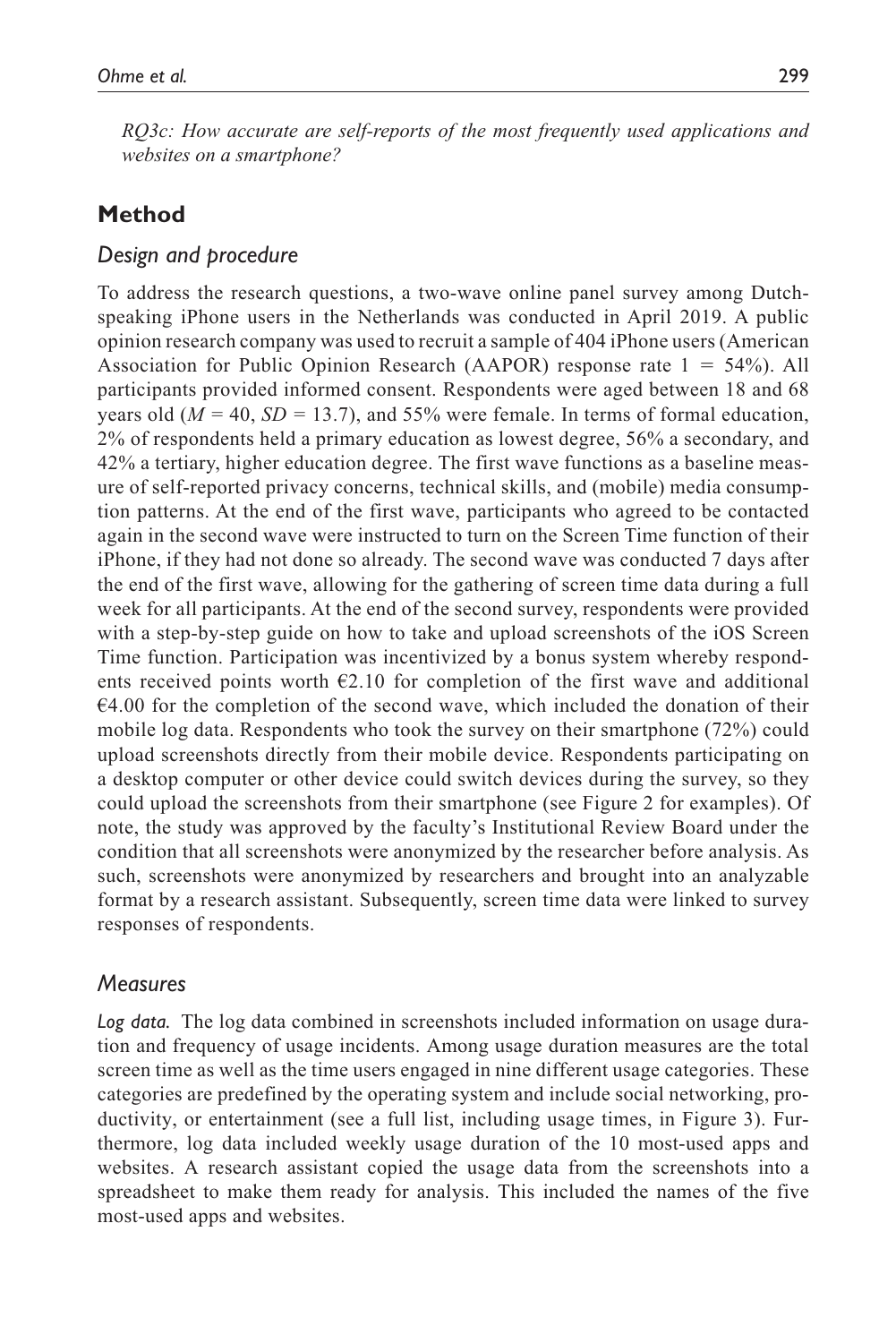*RQ3c: How accurate are self-reports of the most frequently used applications and websites on a smartphone?*

## Method

### Design and procedure

To address the research questions, a two-wave online panel survey among Dutch-speaking iPhone users in the Netherlands was conducted in April 2019. A public opinion research company was used to recruit a sample of 404 iPhone users (American Association for Public Opinion Research (AAPOR) response rate 1 = 54%). All participants provided informed consent. Respondents were aged between 18 and 68 years old ($M$ = 40, $SD$ = 13.7), and 55% were female. In terms of formal education, 2% of respondents held a primary education as lowest degree, 56% a secondary, and 42% a tertiary, higher education degree. The first wave functions as a baseline measure of self-reported privacy concerns, technical skills, and (mobile) media consumption patterns. At the end of the first wave, participants who agreed to be contacted again in the second wave were instructed to turn on the Screen Time function of their iPhone, if they had not done so already. The second wave was conducted 7 days after the end of the first wave, allowing for the gathering of screen time data during a full week for all participants. At the end of the second survey, respondents were provided with a step-by-step guide on how to take and upload screenshots of the iOS Screen Time function. Participation was incentivized by a bonus system whereby respondents received points worth €2.10 for completion of the first wave and additional €4.00 for the completion of the second wave, which included the donation of their mobile log data. Respondents who took the survey on their smartphone (72%) could upload screenshots directly from their mobile device. Respondents participating on a desktop computer or other device could switch devices during the survey, so they could upload the screenshots from their smartphone (see Figure 2 for examples). Of note, the study was approved by the faculty's Institutional Review Board under the condition that all screenshots were anonymized by the researcher before analysis. As such, screenshots were anonymized by researchers and brought into an analyzable format by a research assistant. Subsequently, screen time data were linked to survey responses of respondents.

### Measures

*Log data.* The log data combined in screenshots included information on usage duration and frequency of usage incidents. Among usage duration measures are the total screen time as well as the time users engaged in nine different usage categories. These categories are predefined by the operating system and include social networking, productivity, or entertainment (see a full list, including usage times, in Figure 3). Furthermore, log data included weekly usage duration of the 10 most-used apps and websites. A research assistant copied the usage data from the screenshots into a spreadsheet to make them ready for analysis. This included the names of the five most-used apps and websites.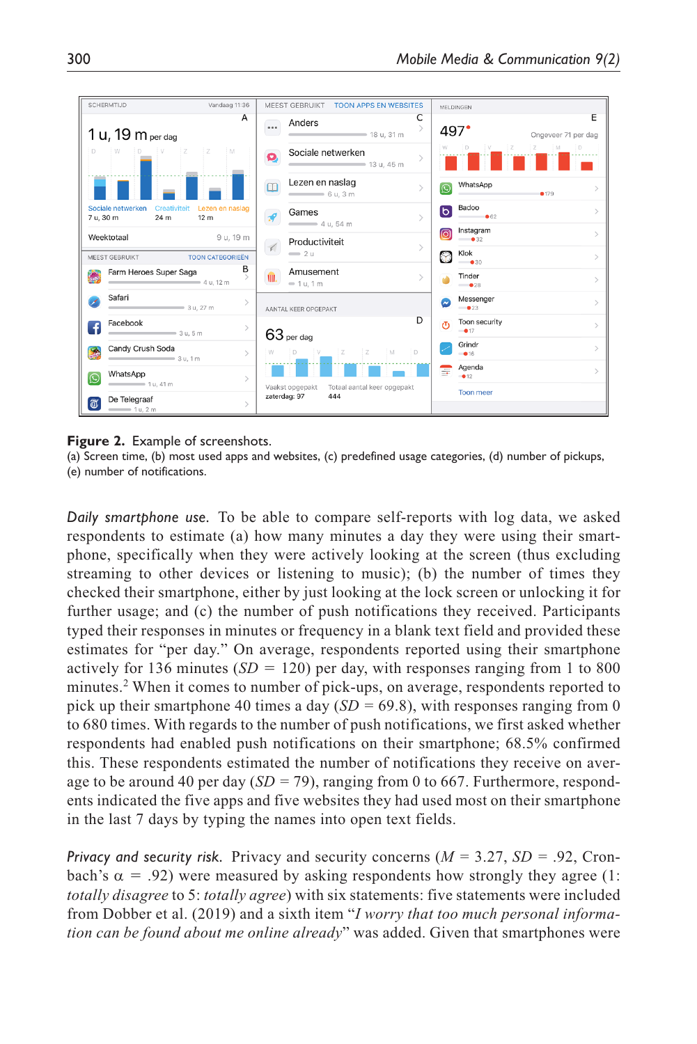**Figure 2.** Example of screenshots.
(a) Screen time, (b) most used apps and websites, (c) predefined usage categories, (d) number of pickups, (e) number of notifications.

*Daily smartphone use.* To be able to compare self-reports with log data, we asked respondents to estimate (a) how many minutes a day they were using their smartphone, specifically when they were actively looking at the screen (thus excluding streaming to other devices or listening to music); (b) the number of times they checked their smartphone, either by just looking at the lock screen or unlocking it for further usage; and (c) the number of push notifications they received. Participants typed their responses in minutes or frequency in a blank text field and provided these estimates for "per day." On average, respondents reported using their smartphone actively for 136 minutes ($SD$ = 120) per day, with responses ranging from 1 to 800 minutes.[2] When it comes to number of pick-ups, on average, respondents reported to pick up their smartphone 40 times a day ($SD$ = 69.8), with responses ranging from 0 to 680 times. With regards to the number of push notifications, we first asked whether respondents had enabled push notifications on their smartphone; 68.5% confirmed this. These respondents estimated the number of notifications they receive on average to be around 40 per day ($SD$ = 79), ranging from 0 to 667. Furthermore, respondents indicated the five apps and five websites they had used most on their smartphone in the last 7 days by typing the names into open text fields.

*Privacy and security risk.* Privacy and security concerns ($M$ = 3.27, $SD$ = .92, Cronbach's $\alpha$ = .92) were measured by asking respondents how strongly they agree (1: *totally disagree* to 5: *totally agree*) with six statements: five statements were included from Dobber et al. (2019) and a sixth item "*I worry that too much personal information can be found about me online already*" was added. Given that smartphones were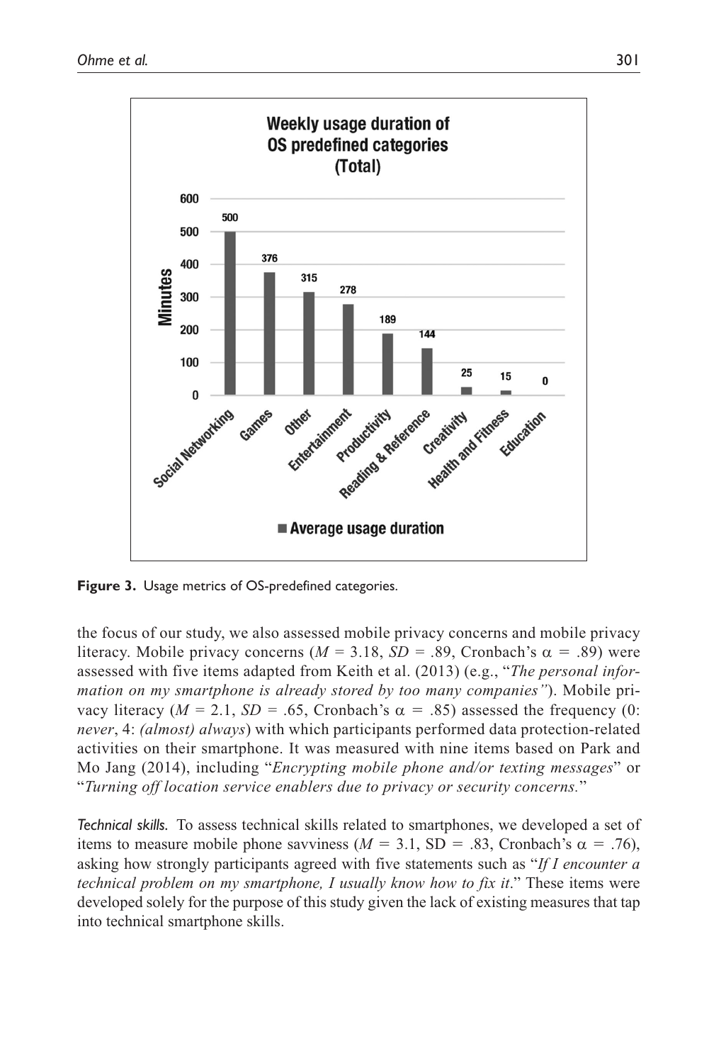Figure 3. Usage metrics of OS-predefined categories.

the focus of our study, we also assessed mobile privacy concerns and mobile privacy literacy. Mobile privacy concerns ($M$ = 3.18, $SD$ = .89, Cronbach's $\alpha$ = .89) were assessed with five items adapted from Keith et al. (2013) (e.g., "*The personal information on my smartphone is already stored by too many companies"*). Mobile privacy literacy ($M$ = 2.1, $SD$ = .65, Cronbach's $\alpha$ = .85) assessed the frequency (0: *never*, 4: *(almost) always*) with which participants performed data protection-related activities on their smartphone. It was measured with nine items based on Park and Mo Jang (2014), including "*Encrypting mobile phone and/or texting messages*" or "*Turning off location service enablers due to privacy or security concerns.*"

*Technical skills.* To assess technical skills related to smartphones, we developed a set of items to measure mobile phone savviness ($M$ = 3.1, SD = .83, Cronbach's $\alpha$ = .76), asking how strongly participants agreed with five statements such as "*If I encounter a technical problem on my smartphone, I usually know how to fix it*." These items were developed solely for the purpose of this study given the lack of existing measures that tap into technical smartphone skills.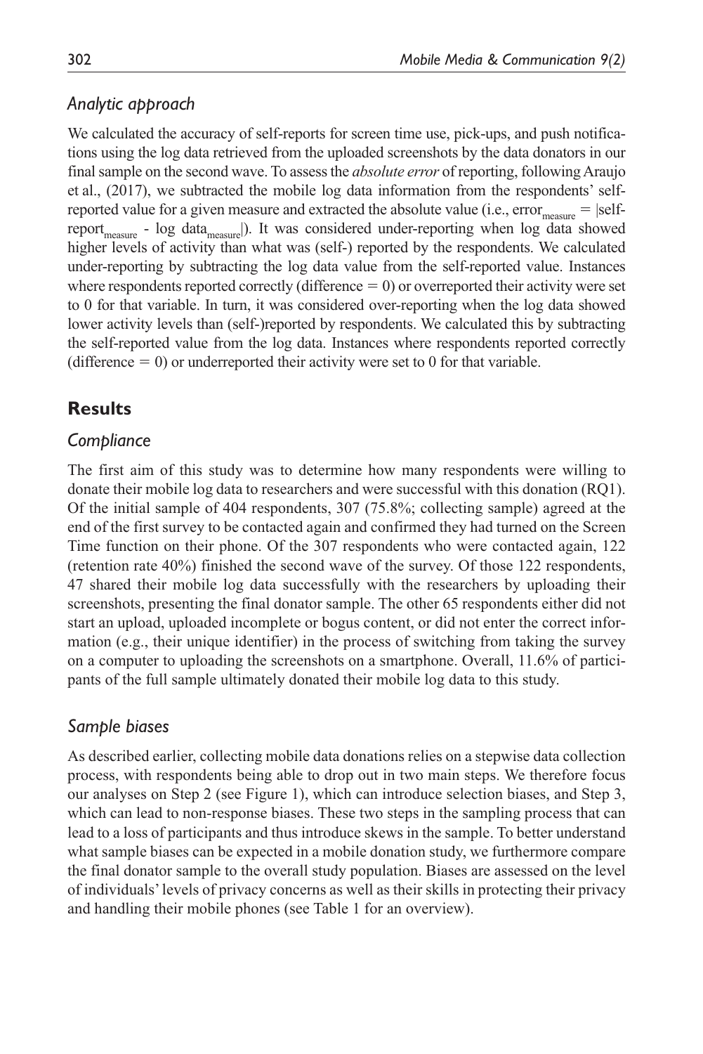### *Analytic approach*

We calculated the accuracy of self-reports for screen time use, pick-ups, and push notifications using the log data retrieved from the uploaded screenshots by the data donators in our final sample on the second wave. To assess the *absolute error* of reporting, following Araujo et al., (2017), we subtracted the mobile log data information from the respondents' self-reported value for a given measure and extracted the absolute value (i.e., $\text{error}_{\text{measure}} = |\text{self-report}_{\text{measure}} - \text{log data}_{\text{measure}}|$). It was considered under-reporting when log data showed higher levels of activity than what was (self-) reported by the respondents. We calculated under-reporting by subtracting the log data value from the self-reported value. Instances where respondents reported correctly (difference = 0) or overreported their activity were set to 0 for that variable. In turn, it was considered over-reporting when the log data showed lower activity levels than (self-)reported by respondents. We calculated this by subtracting the self-reported value from the log data. Instances where respondents reported correctly (difference = 0) or underreported their activity were set to 0 for that variable.

## **Results**

### *Compliance*

The first aim of this study was to determine how many respondents were willing to donate their mobile log data to researchers and were successful with this donation (RQ1). Of the initial sample of 404 respondents, 307 (75.8%; collecting sample) agreed at the end of the first survey to be contacted again and confirmed they had turned on the Screen Time function on their phone. Of the 307 respondents who were contacted again, 122 (retention rate 40%) finished the second wave of the survey. Of those 122 respondents, 47 shared their mobile log data successfully with the researchers by uploading their screenshots, presenting the final donator sample. The other 65 respondents either did not start an upload, uploaded incomplete or bogus content, or did not enter the correct information (e.g., their unique identifier) in the process of switching from taking the survey on a computer to uploading the screenshots on a smartphone. Overall, 11.6% of participants of the full sample ultimately donated their mobile log data to this study.

### *Sample biases*

As described earlier, collecting mobile data donations relies on a stepwise data collection process, with respondents being able to drop out in two main steps. We therefore focus our analyses on Step 2 (see Figure 1), which can introduce selection biases, and Step 3, which can lead to non-response biases. These two steps in the sampling process that can lead to a loss of participants and thus introduce skews in the sample. To better understand what sample biases can be expected in a mobile donation study, we furthermore compare the final donator sample to the overall study population. Biases are assessed on the level of individuals' levels of privacy concerns as well as their skills in protecting their privacy and handling their mobile phones (see Table 1 for an overview).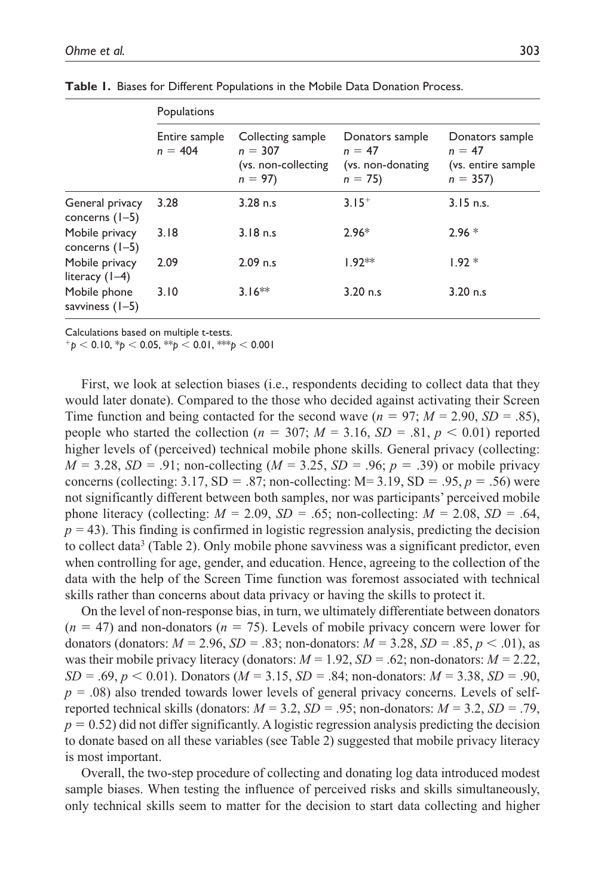**Table 1.** Biases for Different Populations in the Mobile Data Donation Process.

| | Populations | | | |
|---|---|---|---|---|
| | Entire sample $n = 404$ | Collecting sample $n = 307$ (vs. non-collecting $n = 97$) | Donators sample $n = 47$ (vs. non-donating $n = 75$) | Donators sample $n = 47$ (vs. entire sample $n = 357$) |
| General privacy concerns (1–5) | 3.28 | 3.28 n.s | 3.15$^{+}$ | 3.15 n.s. |
| Mobile privacy concerns (1–5) | 3.18 | 3.18 n.s | 2.96* | 2.96 * |
| Mobile privacy literacy (1–4) | 2.09 | 2.09 n.s | 1.92** | 1.92 * |
| Mobile phone savviness (1–5) | 3.10 | 3.16** | 3.20 n.s | 3.20 n.s |

Calculations based on multiple t-tests.
$^{+}p < 0.10$, $^{*}p < 0.05$, $^{**}p < 0.01$, $^{***}p < 0.001$

First, we look at selection biases (i.e., respondents deciding to collect data that they would later donate). Compared to the those who decided against activating their Screen Time function and being contacted for the second wave ($n = 97$; $M = 2.90$, $SD = .85$), people who started the collection ($n = 307$; $M = 3.16$, $SD = .81$, $p < 0.01$) reported higher levels of (perceived) technical mobile phone skills. General privacy (collecting: $M = 3.28$, $SD = .91$; non-collecting ($M = 3.25$, $SD = .96$; $p = .39$) or mobile privacy concerns (collecting: 3.17, SD = .87; non-collecting: M= 3.19, SD = .95, $p = .56$) were not significantly different between both samples, nor was participants' perceived mobile phone literacy (collecting: $M = 2.09$, $SD = .65$; non-collecting: $M = 2.08$, $SD = .64$, $p = 43$). This finding is confirmed in logistic regression analysis, predicting the decision to collect data[3] (Table 2). Only mobile phone savviness was a significant predictor, even when controlling for age, gender, and education. Hence, agreeing to the collection of the data with the help of the Screen Time function was foremost associated with technical skills rather than concerns about data privacy or having the skills to protect it.

On the level of non-response bias, in turn, we ultimately differentiate between donators ($n = 47$) and non-donators ($n = 75$). Levels of mobile privacy concern were lower for donators (donators: $M = 2.96$, $SD = .83$; non-donators: $M = 3.28$, $SD = .85$, $p < .01$), as was their mobile privacy literacy (donators: $M = 1.92$, $SD = .62$; non-donators: $M = 2.22$, $SD = .69$, $p < 0.01$). Donators ($M = 3.15$, $SD = .84$; non-donators: $M = 3.38$, $SD = .90$, $p = .08$) also trended towards lower levels of general privacy concerns. Levels of self-reported technical skills (donators: $M = 3.2$, $SD = .95$; non-donators: $M = 3.2$, $SD = .79$, $p = 0.52$) did not differ significantly. A logistic regression analysis predicting the decision to donate based on all these variables (see Table 2) suggested that mobile privacy literacy is most important.

Overall, the two-step procedure of collecting and donating log data introduced modest sample biases. When testing the influence of perceived risks and skills simultaneously, only technical skills seem to matter for the decision to start data collecting and higher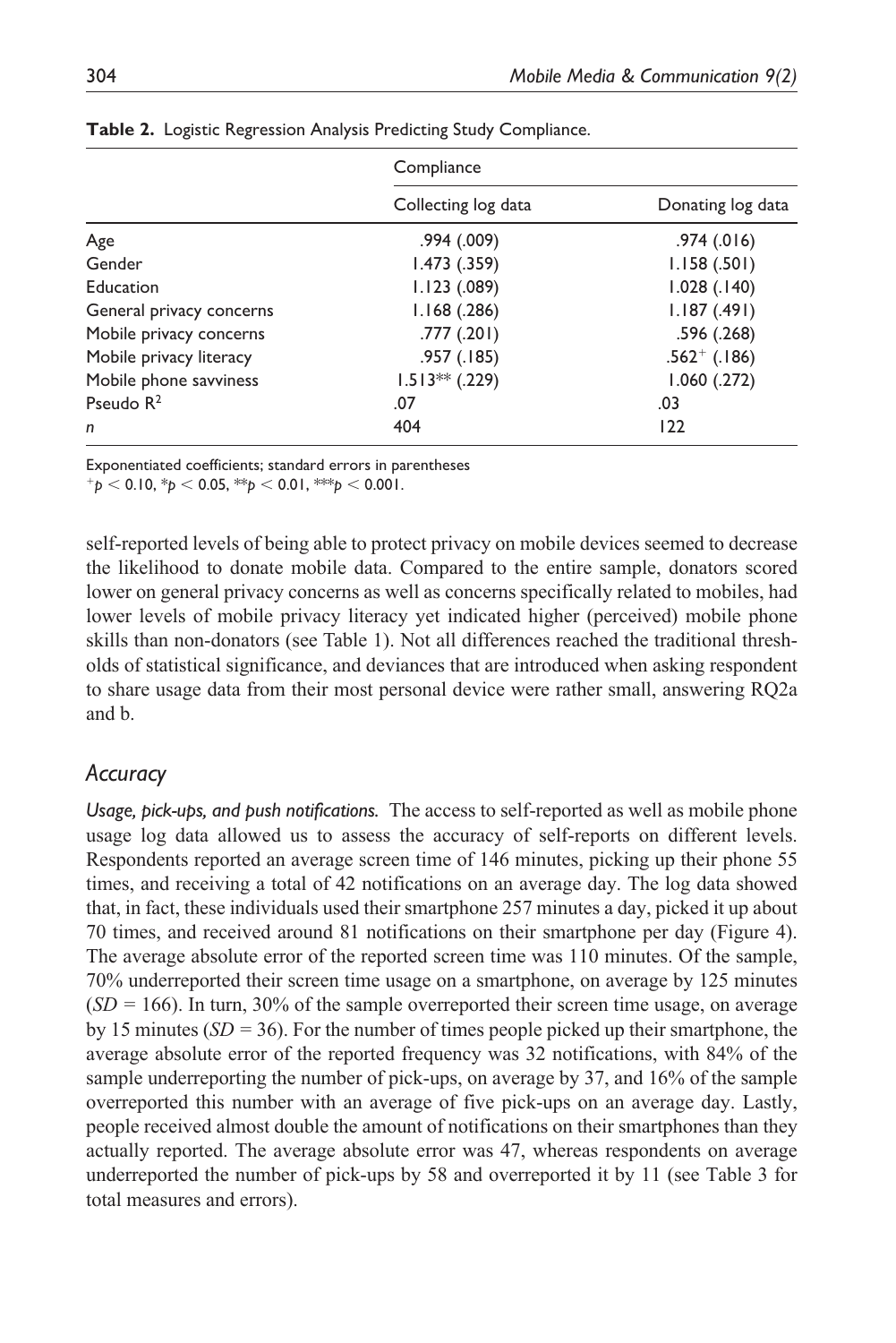**Table 2.** Logistic Regression Analysis Predicting Study Compliance.

| | Compliance | |
|---|---|---|
| | Collecting log data | Donating log data |
| Age | .994 (.009) | .974 (.016) |
| Gender | 1.473 (.359) | 1.158 (.501) |
| Education | 1.123 (.089) | 1.028 (.140) |
| General privacy concerns | 1.168 (.286) | 1.187 (.491) |
| Mobile privacy concerns | .777 (.201) | .596 (.268) |
| Mobile privacy literacy | .957 (.185) | $.562^{+}$ (.186) |
| Mobile phone savviness | $1.513^{**}$ (.229) | 1.060 (.272) |
| Pseudo $R^2$ | .07 | .03 |
| *n* | 404 | 122 |

Exponentiated coefficients; standard errors in parentheses

$^{+}p < 0.10$, $^{*}p < 0.05$, $^{**}p < 0.01$, $^{***}p < 0.001$.

self-reported levels of being able to protect privacy on mobile devices seemed to decrease the likelihood to donate mobile data. Compared to the entire sample, donators scored lower on general privacy concerns as well as concerns specifically related to mobiles, had lower levels of mobile privacy literacy yet indicated higher (perceived) mobile phone skills than non-donators (see Table 1). Not all differences reached the traditional thresholds of statistical significance, and deviances that are introduced when asking respondent to share usage data from their most personal device were rather small, answering RQ2a and b.

## *Accuracy*

***Usage, pick-ups, and push notifications.*** The access to self-reported as well as mobile phone usage log data allowed us to assess the accuracy of self-reports on different levels. Respondents reported an average screen time of 146 minutes, picking up their phone 55 times, and receiving a total of 42 notifications on an average day. The log data showed that, in fact, these individuals used their smartphone 257 minutes a day, picked it up about 70 times, and received around 81 notifications on their smartphone per day (Figure 4). The average absolute error of the reported screen time was 110 minutes. Of the sample, 70% underreported their screen time usage on a smartphone, on average by 125 minutes ($SD = 166$). In turn, 30% of the sample overreported their screen time usage, on average by 15 minutes ($SD = 36$). For the number of times people picked up their smartphone, the average absolute error of the reported frequency was 32 notifications, with 84% of the sample underreporting the number of pick-ups, on average by 37, and 16% of the sample overreported this number with an average of five pick-ups on an average day. Lastly, people received almost double the amount of notifications on their smartphones than they actually reported. The average absolute error was 47, whereas respondents on average underreported the number of pick-ups by 58 and overreported it by 11 (see Table 3 for total measures and errors).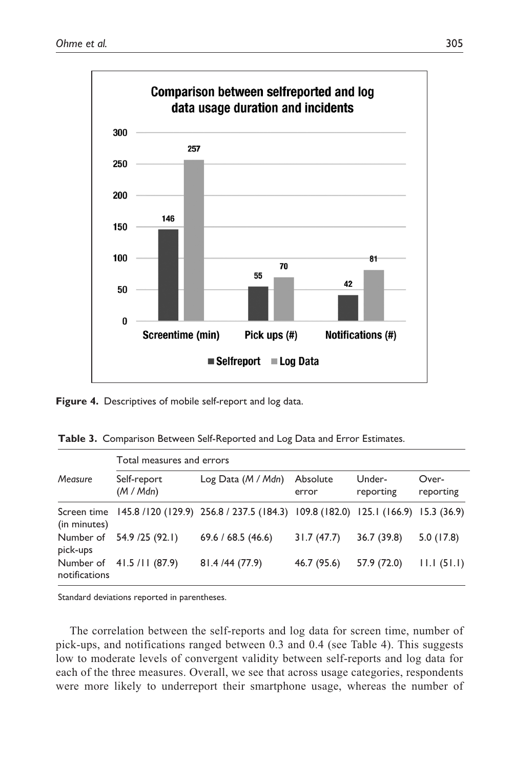**Figure 4.** Descriptives of mobile self-report and log data.

**Table 3.** Comparison Between Self-Reported and Log Data and Error Estimates.

| *Measure* | Total measures and errors | | | | |
|---|---|---|---|---|---|
| | Self-report (*M* / *Mdn*) | Log Data (*M* / *Mdn*) | Absolute error | Under-reporting | Over-reporting |
| Screen time (in minutes) | 145.8 /120 (129.9) | 256.8 / 237.5 (184.3) | 109.8 (182.0) | 125.1 (166.9) | 15.3 (36.9) |
| Number of pick-ups | 54.9 /25 (92.1) | 69.6 / 68.5 (46.6) | 31.7 (47.7) | 36.7 (39.8) | 5.0 (17.8) |
| Number of notifications | 41.5 /11 (87.9) | 81.4 /44 (77.9) | 46.7 (95.6) | 57.9 (72.0) | 11.1 (51.1) |

Standard deviations reported in parentheses.

The correlation between the self-reports and log data for screen time, number of pick-ups, and notifications ranged between 0.3 and 0.4 (see Table 4). This suggests low to moderate levels of convergent validity between self-reports and log data for each of the three measures. Overall, we see that across usage categories, respondents were more likely to underreport their smartphone usage, whereas the number of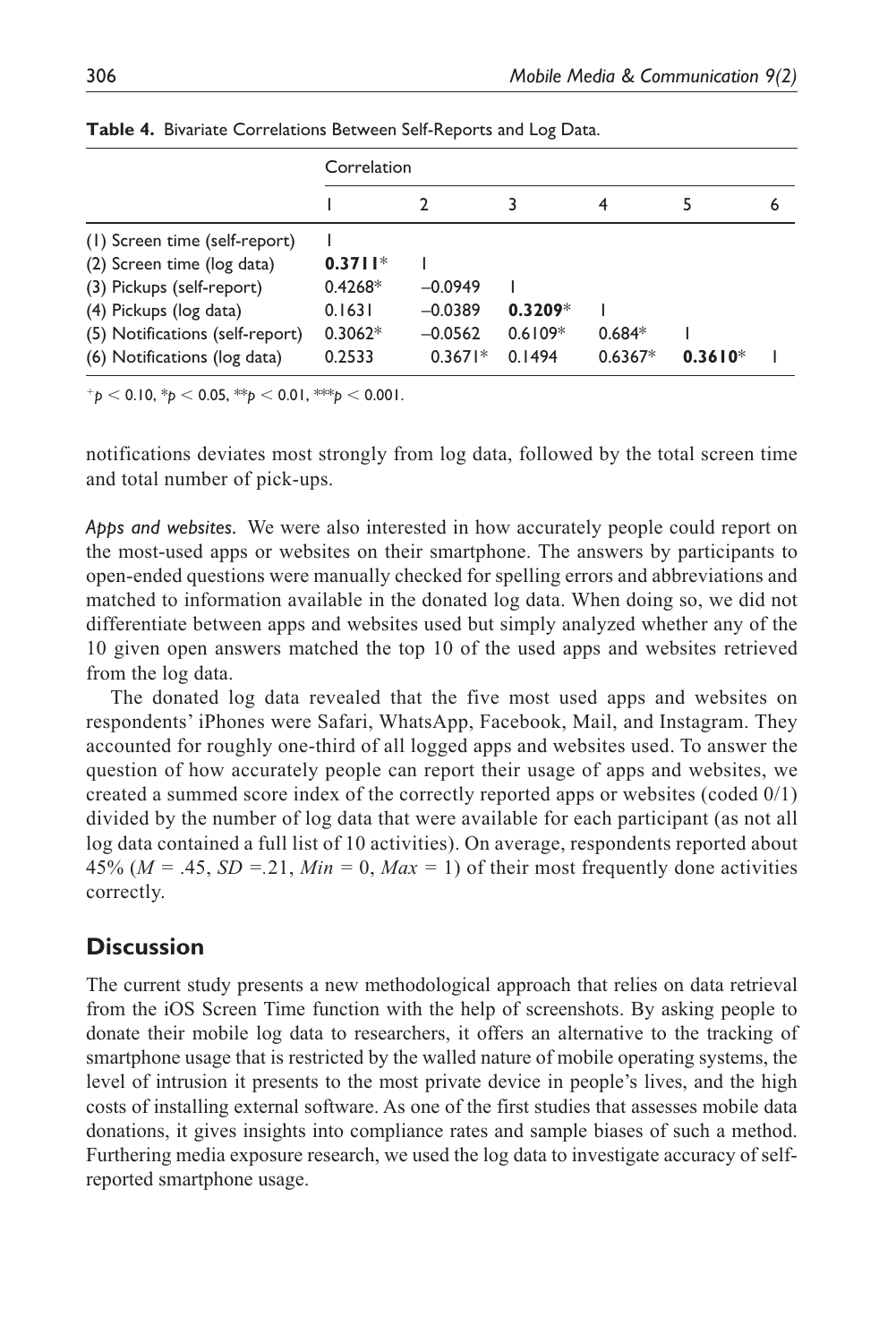**Table 4.** Bivariate Correlations Between Self-Reports and Log Data.

| | Correlation | | | | | |
|---|---|---|---|---|---|---|
| | 1 | 2 | 3 | 4 | 5 | 6 |
| (1) Screen time (self-report) | 1 | | | | | |
| (2) Screen time (log data) | **0.3711*** | 1 | | | | |
| (3) Pickups (self-report) | 0.4268* | −0.0949 | 1 | | | |
| (4) Pickups (log data) | 0.1631 | −0.0389 | **0.3209*** | 1 | | |
| (5) Notifications (self-report) | 0.3062* | −0.0562 | 0.6109* | 0.684* | 1 | |
| (6) Notifications (log data) | 0.2533 | 0.3671* | 0.1494 | 0.6367* | **0.3610*** | 1 |

$^{+}p < 0.10$, $^{*}p < 0.05$, $^{**}p < 0.01$, $^{***}p < 0.001$.

notifications deviates most strongly from log data, followed by the total screen time and total number of pick-ups.

*Apps and websites.* We were also interested in how accurately people could report on the most-used apps or websites on their smartphone. The answers by participants to open-ended questions were manually checked for spelling errors and abbreviations and matched to information available in the donated log data. When doing so, we did not differentiate between apps and websites used but simply analyzed whether any of the 10 given open answers matched the top 10 of the used apps and websites retrieved from the log data.

The donated log data revealed that the five most used apps and websites on respondents' iPhones were Safari, WhatsApp, Facebook, Mail, and Instagram. They accounted for roughly one-third of all logged apps and websites used. To answer the question of how accurately people can report their usage of apps and websites, we created a summed score index of the correctly reported apps or websites (coded 0/1) divided by the number of log data that were available for each participant (as not all log data contained a full list of 10 activities). On average, respondents reported about 45% ($M$ = .45, $SD$ =.21, $Min$ = 0, $Max$ = 1) of their most frequently done activities correctly.

## Discussion

The current study presents a new methodological approach that relies on data retrieval from the iOS Screen Time function with the help of screenshots. By asking people to donate their mobile log data to researchers, it offers an alternative to the tracking of smartphone usage that is restricted by the walled nature of mobile operating systems, the level of intrusion it presents to the most private device in people's lives, and the high costs of installing external software. As one of the first studies that assesses mobile data donations, it gives insights into compliance rates and sample biases of such a method. Furthering media exposure research, we used the log data to investigate accuracy of self-reported smartphone usage.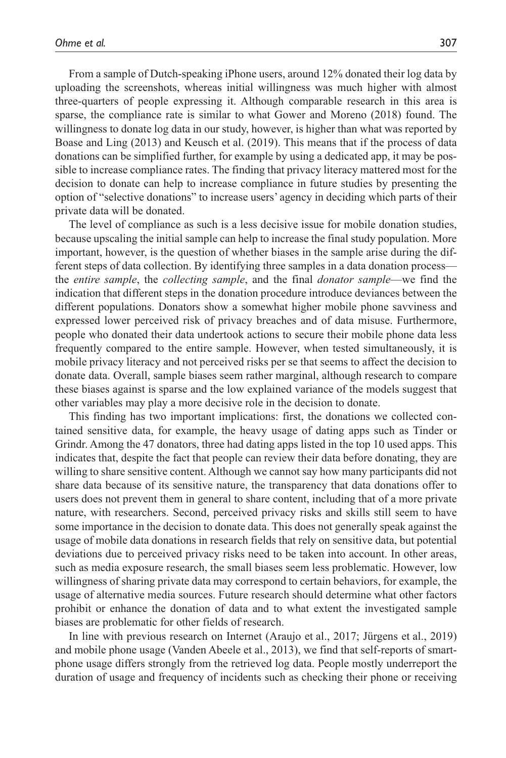From a sample of Dutch-speaking iPhone users, around 12% donated their log data by uploading the screenshots, whereas initial willingness was much higher with almost three-quarters of people expressing it. Although comparable research in this area is sparse, the compliance rate is similar to what Gower and Moreno (2018) found. The willingness to donate log data in our study, however, is higher than what was reported by Boase and Ling (2013) and Keusch et al. (2019). This means that if the process of data donations can be simplified further, for example by using a dedicated app, it may be possible to increase compliance rates. The finding that privacy literacy mattered most for the decision to donate can help to increase compliance in future studies by presenting the option of "selective donations" to increase users' agency in deciding which parts of their private data will be donated.

The level of compliance as such is a less decisive issue for mobile donation studies, because upscaling the initial sample can help to increase the final study population. More important, however, is the question of whether biases in the sample arise during the different steps of data collection. By identifying three samples in a data donation process—the *entire sample*, the *collecting sample*, and the final *donator sample*—we find the indication that different steps in the donation procedure introduce deviances between the different populations. Donators show a somewhat higher mobile phone savviness and expressed lower perceived risk of privacy breaches and of data misuse. Furthermore, people who donated their data undertook actions to secure their mobile phone data less frequently compared to the entire sample. However, when tested simultaneously, it is mobile privacy literacy and not perceived risks per se that seems to affect the decision to donate data. Overall, sample biases seem rather marginal, although research to compare these biases against is sparse and the low explained variance of the models suggest that other variables may play a more decisive role in the decision to donate.

This finding has two important implications: first, the donations we collected contained sensitive data, for example, the heavy usage of dating apps such as Tinder or Grindr. Among the 47 donators, three had dating apps listed in the top 10 used apps. This indicates that, despite the fact that people can review their data before donating, they are willing to share sensitive content. Although we cannot say how many participants did not share data because of its sensitive nature, the transparency that data donations offer to users does not prevent them in general to share content, including that of a more private nature, with researchers. Second, perceived privacy risks and skills still seem to have some importance in the decision to donate data. This does not generally speak against the usage of mobile data donations in research fields that rely on sensitive data, but potential deviations due to perceived privacy risks need to be taken into account. In other areas, such as media exposure research, the small biases seem less problematic. However, low willingness of sharing private data may correspond to certain behaviors, for example, the usage of alternative media sources. Future research should determine what other factors prohibit or enhance the donation of data and to what extent the investigated sample biases are problematic for other fields of research.

In line with previous research on Internet (Araujo et al., 2017; Jürgens et al., 2019) and mobile phone usage (Vanden Abeele et al., 2013), we find that self-reports of smartphone usage differs strongly from the retrieved log data. People mostly underreport the duration of usage and frequency of incidents such as checking their phone or receiving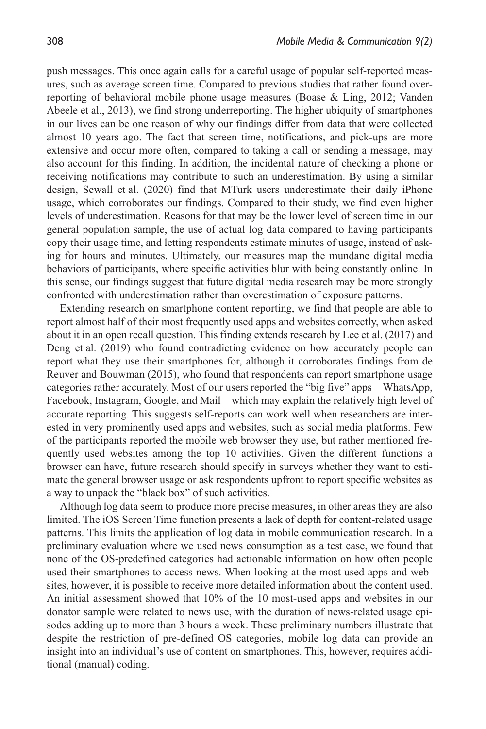push messages. This once again calls for a careful usage of popular self-reported measures, such as average screen time. Compared to previous studies that rather found overreporting of behavioral mobile phone usage measures (Boase & Ling, 2012; Vanden Abeele et al., 2013), we find strong underreporting. The higher ubiquity of smartphones in our lives can be one reason of why our findings differ from data that were collected almost 10 years ago. The fact that screen time, notifications, and pick-ups are more extensive and occur more often, compared to taking a call or sending a message, may also account for this finding. In addition, the incidental nature of checking a phone or receiving notifications may contribute to such an underestimation. By using a similar design, Sewall et al. (2020) find that MTurk users underestimate their daily iPhone usage, which corroborates our findings. Compared to their study, we find even higher levels of underestimation. Reasons for that may be the lower level of screen time in our general population sample, the use of actual log data compared to having participants copy their usage time, and letting respondents estimate minutes of usage, instead of asking for hours and minutes. Ultimately, our measures map the mundane digital media behaviors of participants, where specific activities blur with being constantly online. In this sense, our findings suggest that future digital media research may be more strongly confronted with underestimation rather than overestimation of exposure patterns.

Extending research on smartphone content reporting, we find that people are able to report almost half of their most frequently used apps and websites correctly, when asked about it in an open recall question. This finding extends research by Lee et al. (2017) and Deng et al. (2019) who found contradicting evidence on how accurately people can report what they use their smartphones for, although it corroborates findings from de Reuver and Bouwman (2015), who found that respondents can report smartphone usage categories rather accurately. Most of our users reported the "big five" apps—WhatsApp, Facebook, Instagram, Google, and Mail—which may explain the relatively high level of accurate reporting. This suggests self-reports can work well when researchers are interested in very prominently used apps and websites, such as social media platforms. Few of the participants reported the mobile web browser they use, but rather mentioned frequently used websites among the top 10 activities. Given the different functions a browser can have, future research should specify in surveys whether they want to estimate the general browser usage or ask respondents upfront to report specific websites as a way to unpack the "black box" of such activities.

Although log data seem to produce more precise measures, in other areas they are also limited. The iOS Screen Time function presents a lack of depth for content-related usage patterns. This limits the application of log data in mobile communication research. In a preliminary evaluation where we used news consumption as a test case, we found that none of the OS-predefined categories had actionable information on how often people used their smartphones to access news. When looking at the most used apps and websites, however, it is possible to receive more detailed information about the content used. An initial assessment showed that 10% of the 10 most-used apps and websites in our donator sample were related to news use, with the duration of news-related usage episodes adding up to more than 3 hours a week. These preliminary numbers illustrate that despite the restriction of pre-defined OS categories, mobile log data can provide an insight into an individual's use of content on smartphones. This, however, requires additional (manual) coding.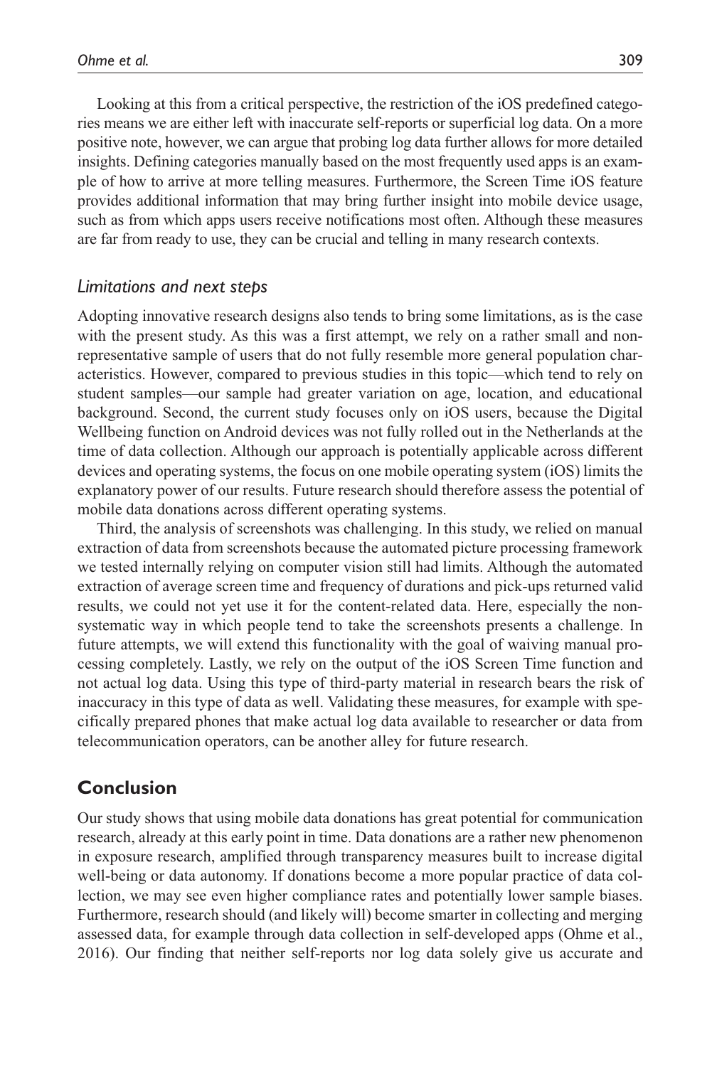Looking at this from a critical perspective, the restriction of the iOS predefined categories means we are either left with inaccurate self-reports or superficial log data. On a more positive note, however, we can argue that probing log data further allows for more detailed insights. Defining categories manually based on the most frequently used apps is an example of how to arrive at more telling measures. Furthermore, the Screen Time iOS feature provides additional information that may bring further insight into mobile device usage, such as from which apps users receive notifications most often. Although these measures are far from ready to use, they can be crucial and telling in many research contexts.

### *Limitations and next steps*

Adopting innovative research designs also tends to bring some limitations, as is the case with the present study. As this was a first attempt, we rely on a rather small and non-representative sample of users that do not fully resemble more general population characteristics. However, compared to previous studies in this topic—which tend to rely on student samples—our sample had greater variation on age, location, and educational background. Second, the current study focuses only on iOS users, because the Digital Wellbeing function on Android devices was not fully rolled out in the Netherlands at the time of data collection. Although our approach is potentially applicable across different devices and operating systems, the focus on one mobile operating system (iOS) limits the explanatory power of our results. Future research should therefore assess the potential of mobile data donations across different operating systems.

Third, the analysis of screenshots was challenging. In this study, we relied on manual extraction of data from screenshots because the automated picture processing framework we tested internally relying on computer vision still had limits. Although the automated extraction of average screen time and frequency of durations and pick-ups returned valid results, we could not yet use it for the content-related data. Here, especially the non-systematic way in which people tend to take the screenshots presents a challenge. In future attempts, we will extend this functionality with the goal of waiving manual processing completely. Lastly, we rely on the output of the iOS Screen Time function and not actual log data. Using this type of third-party material in research bears the risk of inaccuracy in this type of data as well. Validating these measures, for example with specifically prepared phones that make actual log data available to researcher or data from telecommunication operators, can be another alley for future research.

## Conclusion

Our study shows that using mobile data donations has great potential for communication research, already at this early point in time. Data donations are a rather new phenomenon in exposure research, amplified through transparency measures built to increase digital well-being or data autonomy. If donations become a more popular practice of data collection, we may see even higher compliance rates and potentially lower sample biases. Furthermore, research should (and likely will) become smarter in collecting and merging assessed data, for example through data collection in self-developed apps (Ohme et al., 2016). Our finding that neither self-reports nor log data solely give us accurate and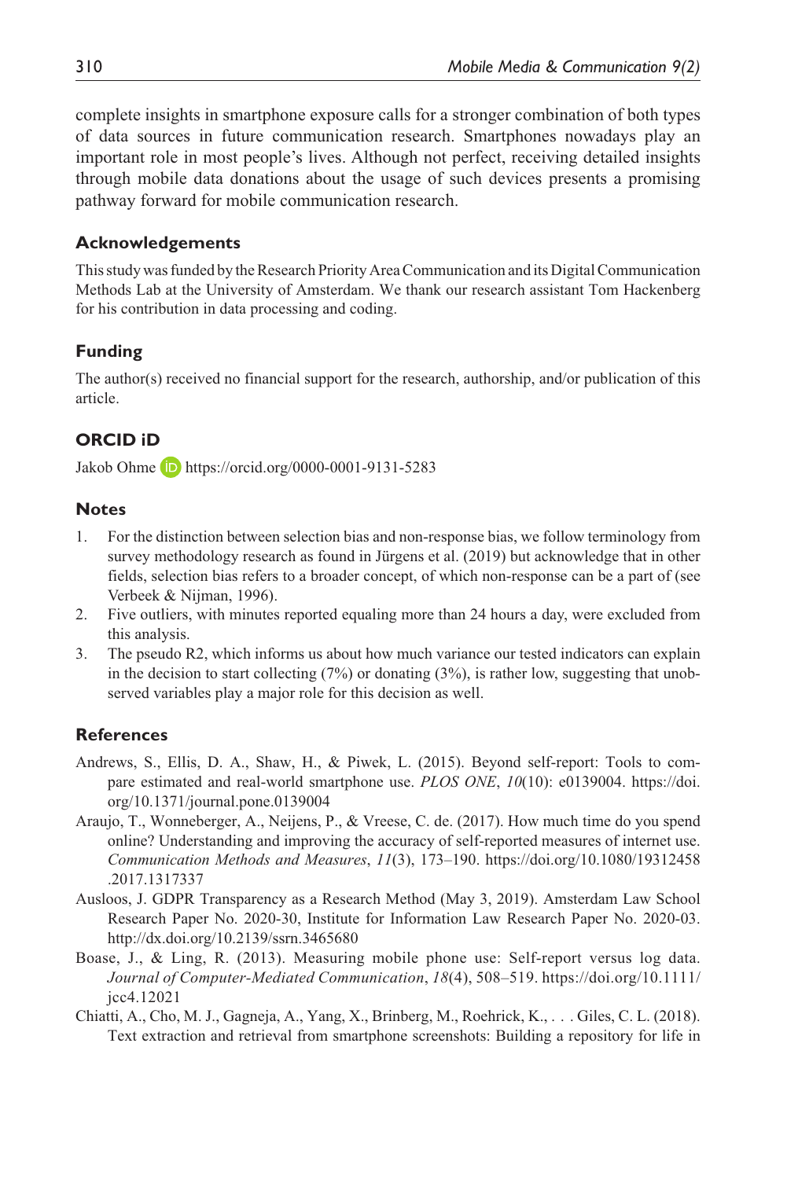complete insights in smartphone exposure calls for a stronger combination of both types of data sources in future communication research. Smartphones nowadays play an important role in most people's lives. Although not perfect, receiving detailed insights through mobile data donations about the usage of such devices presents a promising pathway forward for mobile communication research.

## Acknowledgements

This study was funded by the Research Priority Area Communication and its Digital Communication Methods Lab at the University of Amsterdam. We thank our research assistant Tom Hackenberg for his contribution in data processing and coding.

## Funding

The author(s) received no financial support for the research, authorship, and/or publication of this article.

## ORCID iD

Jakob Ohme https://orcid.org/0000-0001-9131-5283

## Notes

1. For the distinction between selection bias and non-response bias, we follow terminology from survey methodology research as found in Jürgens et al. (2019) but acknowledge that in other fields, selection bias refers to a broader concept, of which non-response can be a part of (see Verbeek & Nijman, 1996).
2. Five outliers, with minutes reported equaling more than 24 hours a day, were excluded from this analysis.
3. The pseudo R2, which informs us about how much variance our tested indicators can explain in the decision to start collecting (7%) or donating (3%), is rather low, suggesting that unobserved variables play a major role for this decision as well.

## References

Andrews, S., Ellis, D. A., Shaw, H., & Piwek, L. (2015). Beyond self-report: Tools to compare estimated and real-world smartphone use. *PLOS ONE*, *10*(10): e0139004. https://doi.org/10.1371/journal.pone.0139004

Araujo, T., Wonneberger, A., Neijens, P., & Vreese, C. de. (2017). How much time do you spend online? Understanding and improving the accuracy of self-reported measures of internet use. *Communication Methods and Measures*, *11*(3), 173–190. https://doi.org/10.1080/19312458.2017.1317337

Ausloos, J. GDPR Transparency as a Research Method (May 3, 2019). Amsterdam Law School Research Paper No. 2020-30, Institute for Information Law Research Paper No. 2020-03. http://dx.doi.org/10.2139/ssrn.3465680

Boase, J., & Ling, R. (2013). Measuring mobile phone use: Self-report versus log data. *Journal of Computer-Mediated Communication*, *18*(4), 508–519. https://doi.org/10.1111/jcc4.12021

Chiatti, A., Cho, M. J., Gagneja, A., Yang, X., Brinberg, M., Roehrick, K., . . . Giles, C. L. (2018). Text extraction and retrieval from smartphone screenshots: Building a repository for life in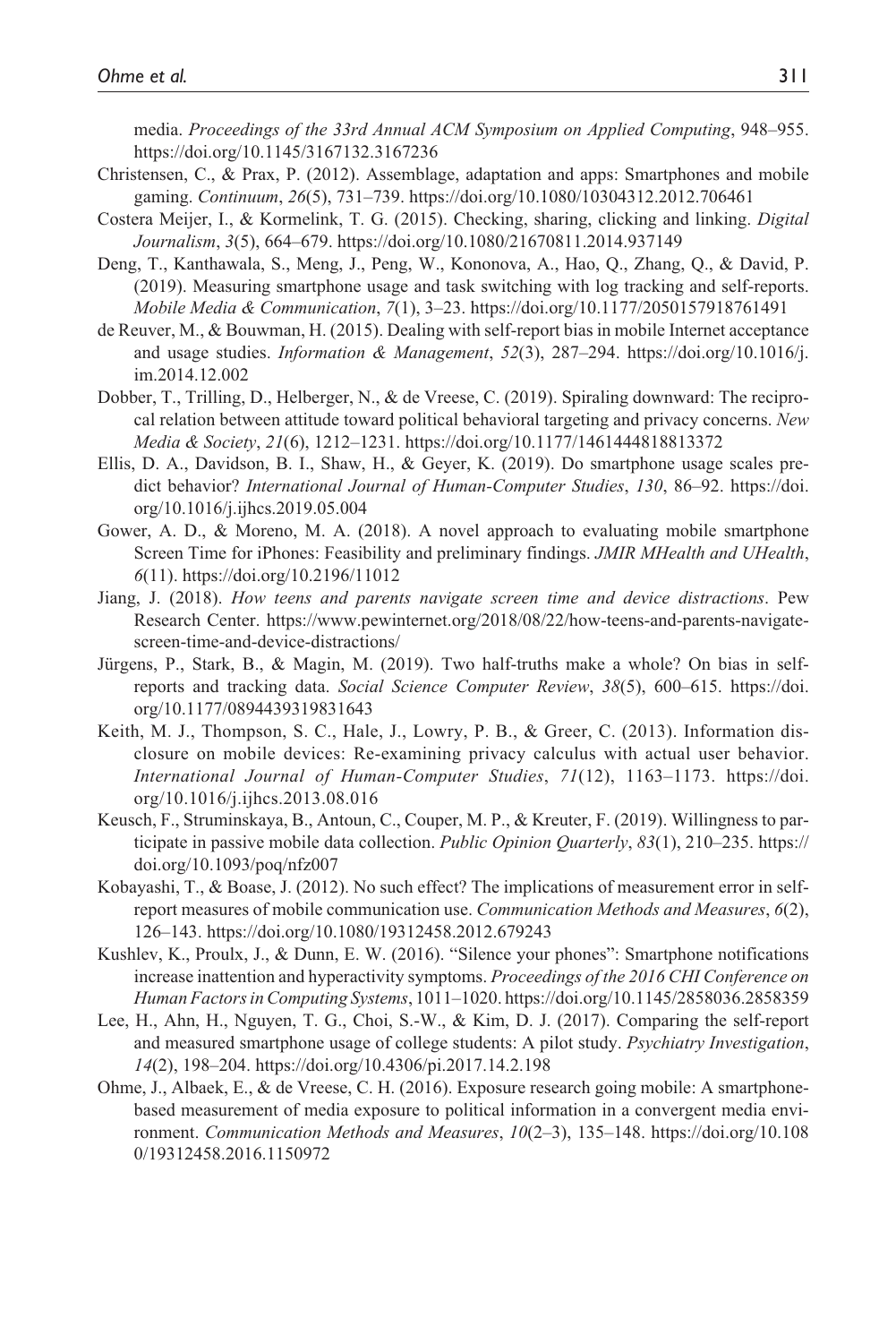media. *Proceedings of the 33rd Annual ACM Symposium on Applied Computing*, 948–955. https://doi.org/10.1145/3167132.3167236

Christensen, C., & Prax, P. (2012). Assemblage, adaptation and apps: Smartphones and mobile gaming. *Continuum*, *26*(5), 731–739. https://doi.org/10.1080/10304312.2012.706461

Costera Meijer, I., & Kormelink, T. G. (2015). Checking, sharing, clicking and linking. *Digital Journalism*, *3*(5), 664–679. https://doi.org/10.1080/21670811.2014.937149

Deng, T., Kanthawala, S., Meng, J., Peng, W., Kononova, A., Hao, Q., Zhang, Q., & David, P. (2019). Measuring smartphone usage and task switching with log tracking and self-reports. *Mobile Media & Communication*, *7*(1), 3–23. https://doi.org/10.1177/2050157918761491

de Reuver, M., & Bouwman, H. (2015). Dealing with self-report bias in mobile Internet acceptance and usage studies. *Information & Management*, *52*(3), 287–294. https://doi.org/10.1016/j.im.2014.12.002

Dobber, T., Trilling, D., Helberger, N., & de Vreese, C. (2019). Spiraling downward: The reciprocal relation between attitude toward political behavioral targeting and privacy concerns. *New Media & Society*, *21*(6), 1212–1231. https://doi.org/10.1177/1461444818813372

Ellis, D. A., Davidson, B. I., Shaw, H., & Geyer, K. (2019). Do smartphone usage scales predict behavior? *International Journal of Human-Computer Studies*, *130*, 86–92. https://doi.org/10.1016/j.ijhcs.2019.05.004

Gower, A. D., & Moreno, M. A. (2018). A novel approach to evaluating mobile smartphone Screen Time for iPhones: Feasibility and preliminary findings. *JMIR MHealth and UHealth*, *6*(11). https://doi.org/10.2196/11012

Jiang, J. (2018). *How teens and parents navigate screen time and device distractions*. Pew Research Center. https://www.pewinternet.org/2018/08/22/how-teens-and-parents-navigate-screen-time-and-device-distractions/

Jürgens, P., Stark, B., & Magin, M. (2019). Two half-truths make a whole? On bias in self-reports and tracking data. *Social Science Computer Review*, *38*(5), 600–615. https://doi.org/10.1177/0894439319831643

Keith, M. J., Thompson, S. C., Hale, J., Lowry, P. B., & Greer, C. (2013). Information disclosure on mobile devices: Re-examining privacy calculus with actual user behavior. *International Journal of Human-Computer Studies*, *71*(12), 1163–1173. https://doi.org/10.1016/j.ijhcs.2013.08.016

Keusch, F., Struminskaya, B., Antoun, C., Couper, M. P., & Kreuter, F. (2019). Willingness to participate in passive mobile data collection. *Public Opinion Quarterly*, *83*(1), 210–235. https://doi.org/10.1093/poq/nfz007

Kobayashi, T., & Boase, J. (2012). No such effect? The implications of measurement error in self-report measures of mobile communication use. *Communication Methods and Measures*, *6*(2), 126–143. https://doi.org/10.1080/19312458.2012.679243

Kushlev, K., Proulx, J., & Dunn, E. W. (2016). "Silence your phones": Smartphone notifications increase inattention and hyperactivity symptoms. *Proceedings of the 2016 CHI Conference on Human Factors in Computing Systems*, 1011–1020. https://doi.org/10.1145/2858036.2858359

Lee, H., Ahn, H., Nguyen, T. G., Choi, S.-W., & Kim, D. J. (2017). Comparing the self-report and measured smartphone usage of college students: A pilot study. *Psychiatry Investigation*, *14*(2), 198–204. https://doi.org/10.4306/pi.2017.14.2.198

Ohme, J., Albaek, E., & de Vreese, C. H. (2016). Exposure research going mobile: A smartphone-based measurement of media exposure to political information in a convergent media environment. *Communication Methods and Measures*, *10*(2–3), 135–148. https://doi.org/10.1080/19312458.2016.1150972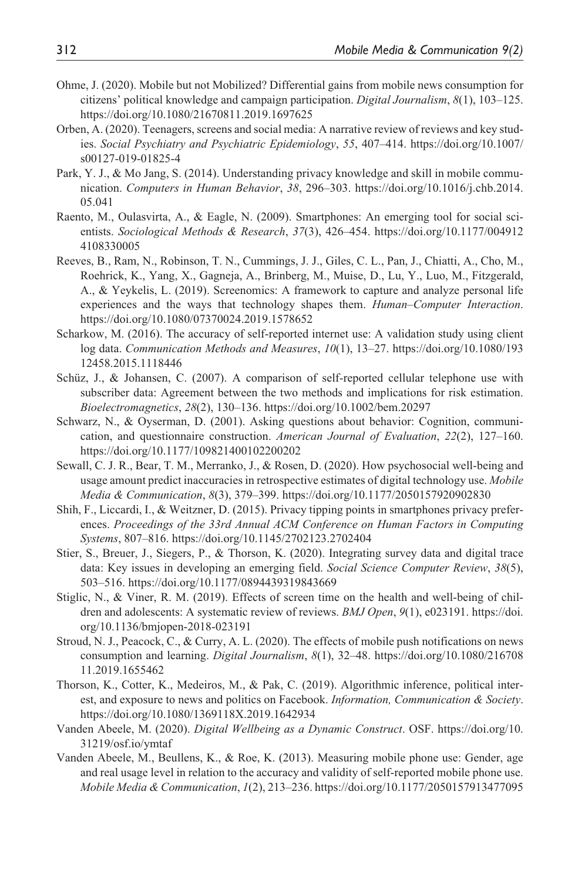Ohme, J. (2020). Mobile but not Mobilized? Differential gains from mobile news consumption for citizens' political knowledge and campaign participation. *Digital Journalism*, *8*(1), 103–125. https://doi.org/10.1080/21670811.2019.1697625

Orben, A. (2020). Teenagers, screens and social media: A narrative review of reviews and key studies. *Social Psychiatry and Psychiatric Epidemiology*, *55*, 407–414. https://doi.org/10.1007/s00127-019-01825-4

Park, Y. J., & Mo Jang, S. (2014). Understanding privacy knowledge and skill in mobile communication. *Computers in Human Behavior*, *38*, 296–303. https://doi.org/10.1016/j.chb.2014.05.041

Raento, M., Oulasvirta, A., & Eagle, N. (2009). Smartphones: An emerging tool for social scientists. *Sociological Methods & Research*, *37*(3), 426–454. https://doi.org/10.1177/0049124108330005

Reeves, B., Ram, N., Robinson, T. N., Cummings, J. J., Giles, C. L., Pan, J., Chiatti, A., Cho, M., Roehrick, K., Yang, X., Gagneja, A., Brinberg, M., Muise, D., Lu, Y., Luo, M., Fitzgerald, A., & Yeykelis, L. (2019). Screenomics: A framework to capture and analyze personal life experiences and the ways that technology shapes them. *Human–Computer Interaction*. https://doi.org/10.1080/07370024.2019.1578652

Scharkow, M. (2016). The accuracy of self-reported internet use: A validation study using client log data. *Communication Methods and Measures*, *10*(1), 13–27. https://doi.org/10.1080/19312458.2015.1118446

Schüz, J., & Johansen, C. (2007). A comparison of self-reported cellular telephone use with subscriber data: Agreement between the two methods and implications for risk estimation. *Bioelectromagnetics*, *28*(2), 130–136. https://doi.org/10.1002/bem.20297

Schwarz, N., & Oyserman, D. (2001). Asking questions about behavior: Cognition, communication, and questionnaire construction. *American Journal of Evaluation*, *22*(2), 127–160. https://doi.org/10.1177/109821400102200202

Sewall, C. J. R., Bear, T. M., Merranko, J., & Rosen, D. (2020). How psychosocial well-being and usage amount predict inaccuracies in retrospective estimates of digital technology use. *Mobile Media & Communication*, *8*(3), 379–399. https://doi.org/10.1177/2050157920902830

Shih, F., Liccardi, I., & Weitzner, D. (2015). Privacy tipping points in smartphones privacy preferences. *Proceedings of the 33rd Annual ACM Conference on Human Factors in Computing Systems*, 807–816. https://doi.org/10.1145/2702123.2702404

Stier, S., Breuer, J., Siegers, P., & Thorson, K. (2020). Integrating survey data and digital trace data: Key issues in developing an emerging field. *Social Science Computer Review*, *38*(5), 503–516. https://doi.org/10.1177/0894439319843669

Stiglic, N., & Viner, R. M. (2019). Effects of screen time on the health and well-being of children and adolescents: A systematic review of reviews. *BMJ Open*, *9*(1), e023191. https://doi.org/10.1136/bmjopen-2018-023191

Stroud, N. J., Peacock, C., & Curry, A. L. (2020). The effects of mobile push notifications on news consumption and learning. *Digital Journalism*, *8*(1), 32–48. https://doi.org/10.1080/21670811.2019.1655462

Thorson, K., Cotter, K., Medeiros, M., & Pak, C. (2019). Algorithmic inference, political interest, and exposure to news and politics on Facebook. *Information, Communication & Society*. https://doi.org/10.1080/1369118X.2019.1642934

Vanden Abeele, M. (2020). *Digital Wellbeing as a Dynamic Construct*. OSF. https://doi.org/10.31219/osf.io/ymtaf

Vanden Abeele, M., Beullens, K., & Roe, K. (2013). Measuring mobile phone use: Gender, age and real usage level in relation to the accuracy and validity of self-reported mobile phone use. *Mobile Media & Communication*, *1*(2), 213–236. https://doi.org/10.1177/2050157913477095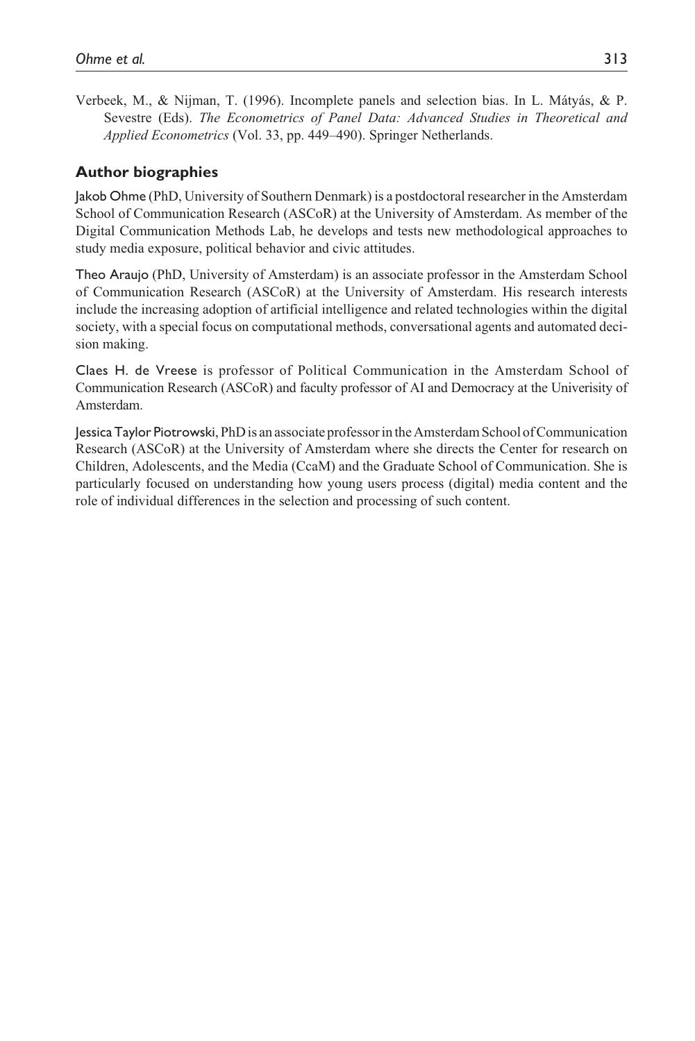Verbeek, M., & Nijman, T. (1996). Incomplete panels and selection bias. In L. Mátyás, & P. Sevestre (Eds). *The Econometrics of Panel Data: Advanced Studies in Theoretical and Applied Econometrics* (Vol. 33, pp. 449–490). Springer Netherlands.

## Author biographies

Jakob Ohme (PhD, University of Southern Denmark) is a postdoctoral researcher in the Amsterdam School of Communication Research (ASCoR) at the University of Amsterdam. As member of the Digital Communication Methods Lab, he develops and tests new methodological approaches to study media exposure, political behavior and civic attitudes.

Theo Araujo (PhD, University of Amsterdam) is an associate professor in the Amsterdam School of Communication Research (ASCoR) at the University of Amsterdam. His research interests include the increasing adoption of artificial intelligence and related technologies within the digital society, with a special focus on computational methods, conversational agents and automated decision making.

Claes H. de Vreese is professor of Political Communication in the Amsterdam School of Communication Research (ASCoR) and faculty professor of AI and Democracy at the Univerisity of Amsterdam.

Jessica Taylor Piotrowski, PhD is an associate professor in the Amsterdam School of Communication Research (ASCoR) at the University of Amsterdam where she directs the Center for research on Children, Adolescents, and the Media (CcaM) and the Graduate School of Communication. She is particularly focused on understanding how young users process (digital) media content and the role of individual differences in the selection and processing of such content.